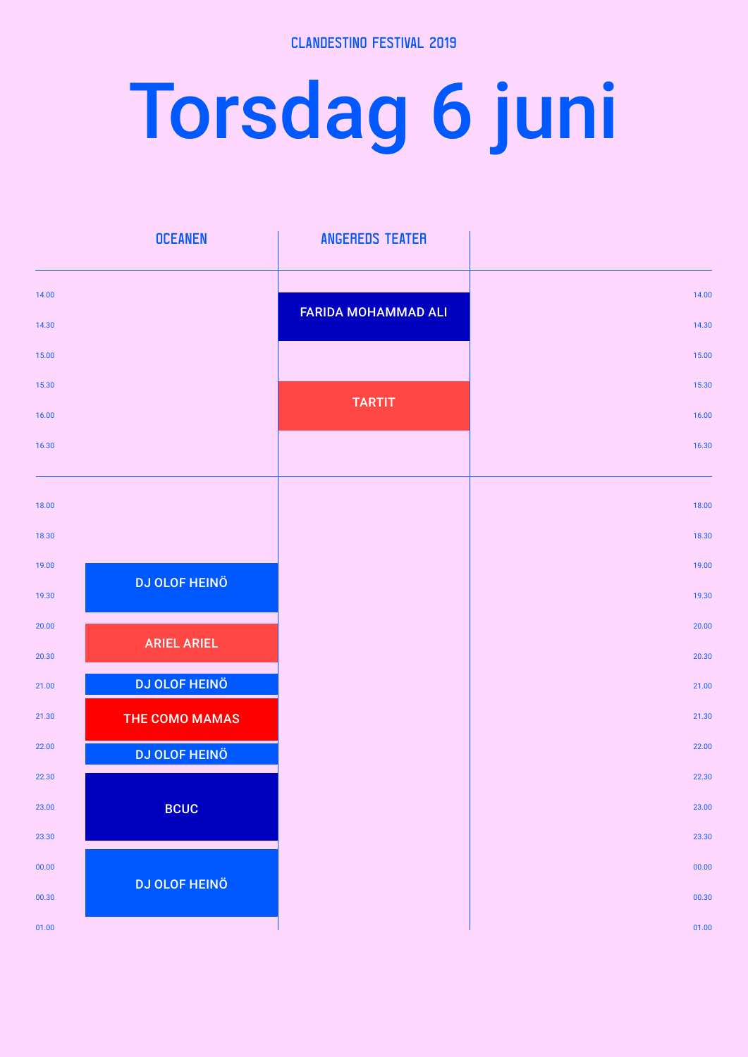CLANDESTINO FESTIVAL 2019

# Torsdag 6 juni

| Tid | OCEANEN | ANGEREDS TEATER |
| --- | --- | --- |
| 14.00 | | FARIDA MOHAMMAD ALI |
| 14.30 | | |
| 15.00 | | |
| 15.30 | | TARTIT |
| 16.00 | | |
| 16.30 | | |
| 18.00 | | |
| 18.30 | | |
| 19.00 | DJ OLOF HEINÖ | |
| 19.30 | | |
| 20.00 | ARIEL ARIEL | |
| 20.30 | | |
| 21.00 | DJ OLOF HEINÖ | |
| 21.30 | THE COMO MAMAS | |
| 22.00 | DJ OLOF HEINÖ | |
| 22.30 | BCUC | |
| 23.00 | | |
| 23.30 | | |
| 00.00 | DJ OLOF HEINÖ | |
| 00.30 | | |
| 01.00 | | |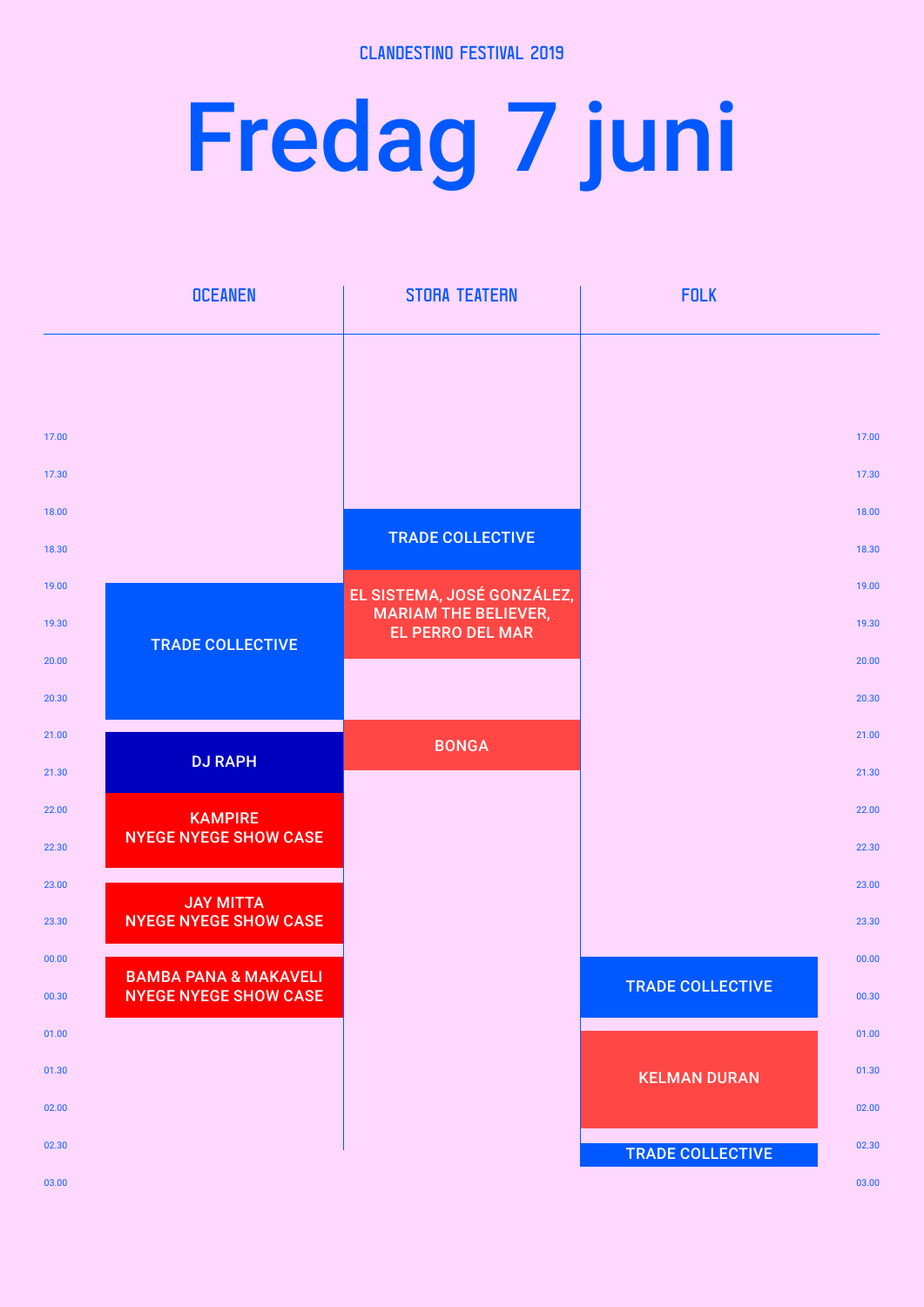CLANDESTINO FESTIVAL 2019

# Fredag 7 juni

| Tid | OCEANEN | STORA TEATERN | FOLK |
| --- | --- | --- | --- |
| 18.00 | | TRADE COLLECTIVE | |
| 19.00 | TRADE COLLECTIVE | EL SISTEMA, JOSÉ GONZÁLEZ, MARIAM THE BELIEVER, EL PERRO DEL MAR | |
| 21.00 | DJ RAPH | BONGA | |
| 22.00 | KAMPIRE NYEGE NYEGE SHOW CASE | | |
| 23.00 | JAY MITTA NYEGE NYEGE SHOW CASE | | |
| 00.00 | BAMBA PANA & MAKAVELI NYEGE NYEGE SHOW CASE | | TRADE COLLECTIVE |
| 01.00 | | | KELMAN DURAN |
| 02.30 | | | TRADE COLLECTIVE |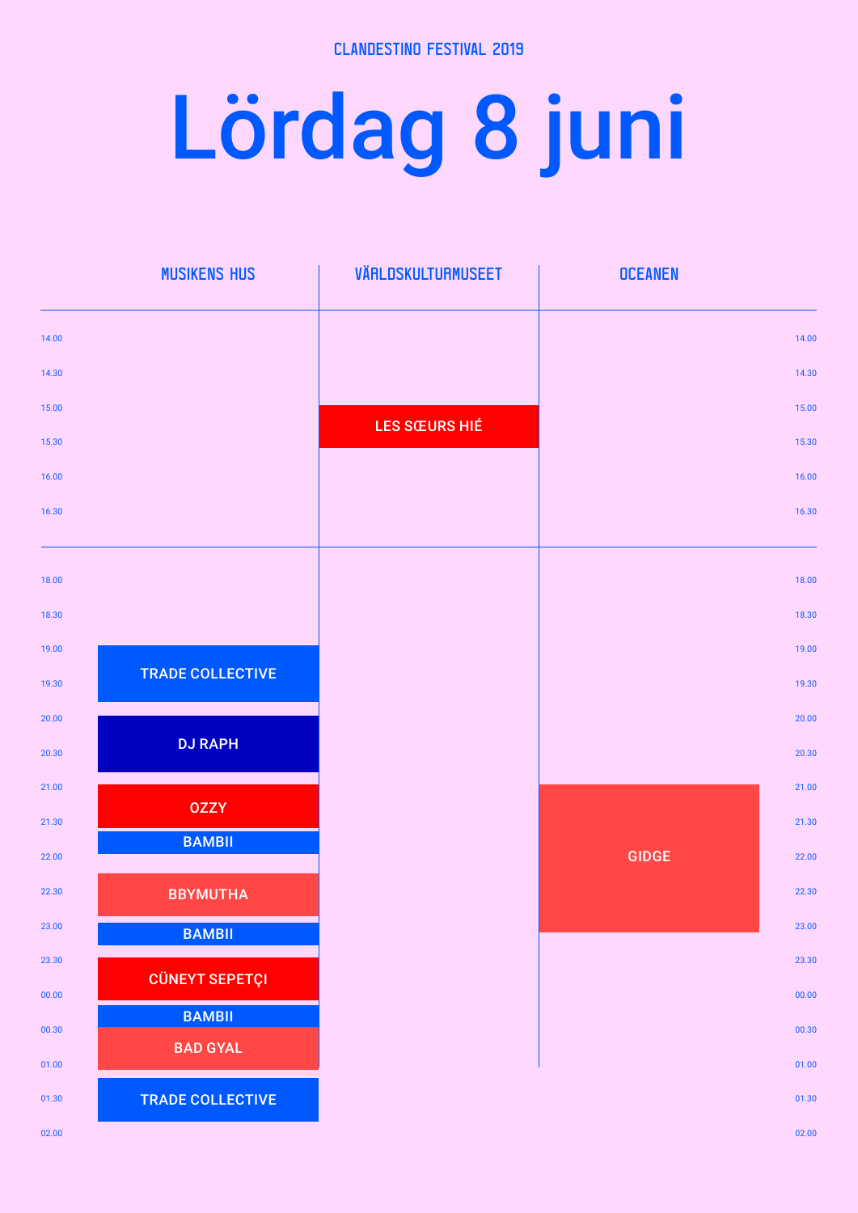CLANDESTINO FESTIVAL 2019

# Lördag 8 juni

| Tid | MUSIKENS HUS | VÄRLDSKULTURMUSEET | OCEANEN |
|---|---|---|---|
| 14.00 | | | |
| 14.30 | | | |
| 15.00 | | LES SŒURS HIÉ | |
| 15.30 | | | |
| 16.00 | | | |
| 16.30 | | | |
| 18.00 | | | |
| 18.30 | | | |
| 19.00 | TRADE COLLECTIVE | | |
| 19.30 | | | |
| 20.00 | DJ RAPH | | |
| 20.30 | | | |
| 21.00 | OZZY | | GIDGE |
| 21.30 | BAMBII | | |
| 22.00 | | | |
| 22.30 | BBYMUTHA | | |
| 23.00 | BAMBII | | |
| 23.30 | CÜNEYT SEPETÇI | | |
| 00.00 | BAMBII | | |
| 00.30 | BAD GYAL | | |
| 01.00 | | | |
| 01.30 | TRADE COLLECTIVE | | |
| 02.00 | | | |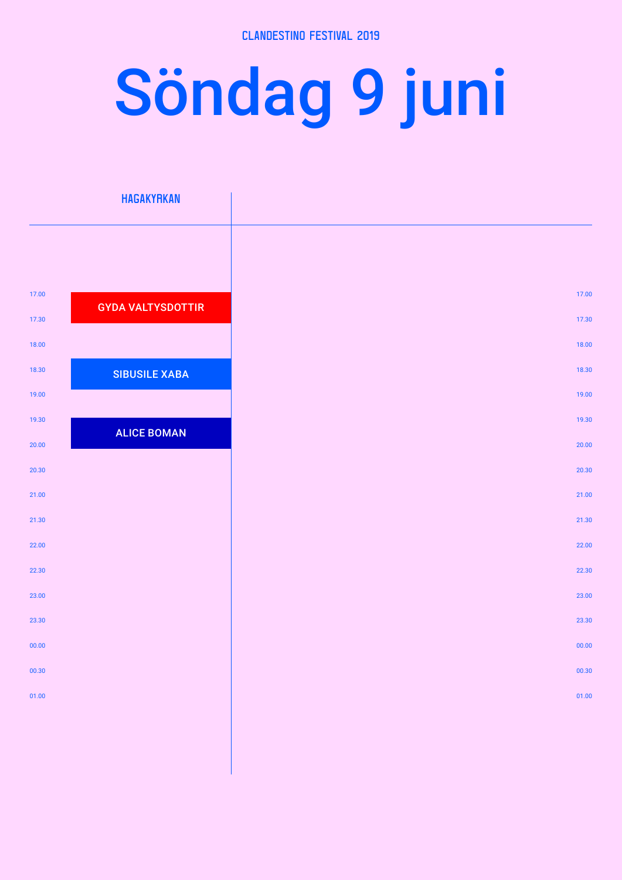CLANDESTINO FESTIVAL 2019

# Söndag 9 juni

## HAGAKYRKAN

| Tid | Hagakyrkan |
| --- | --- |
| 17.00 | GYDA VALTYSDOTTIR |
| 17.30 | |
| 18.00 | |
| 18.30 | SIBUSILE XABA |
| 19.00 | |
| 19.30 | ALICE BOMAN |
| 20.00 | |
| 20.30 | |
| 21.00 | |
| 21.30 | |
| 22.00 | |
| 22.30 | |
| 23.00 | |
| 23.30 | |
| 00.00 | |
| 00.30 | |
| 01.00 | |